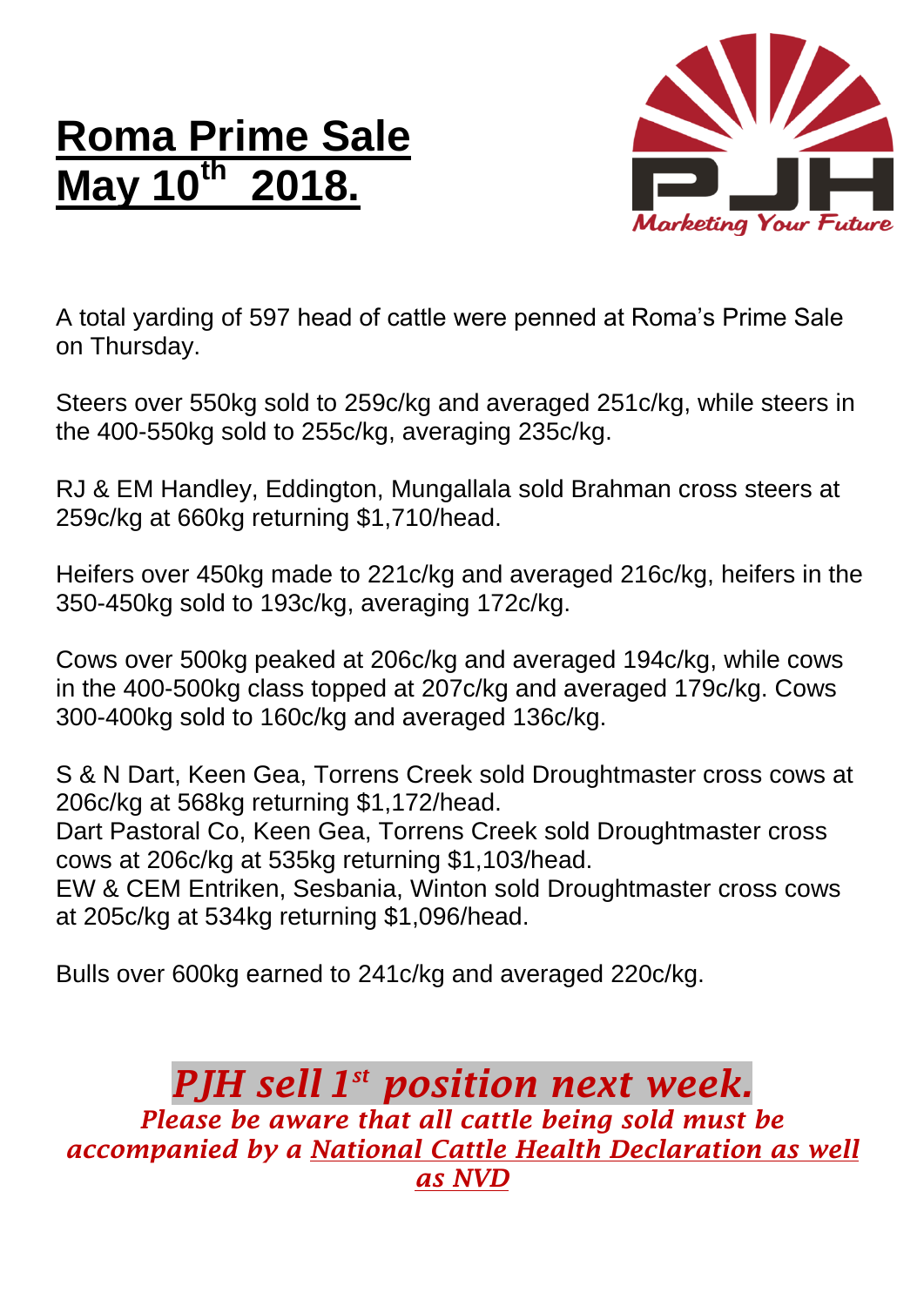# **Roma Prime Sale May 10th 2018.**

PJH
*Marketing Your Future*

A total yarding of 597 head of cattle were penned at Roma's Prime Sale on Thursday.

Steers over 550kg sold to 259c/kg and averaged 251c/kg, while steers in the 400-550kg sold to 255c/kg, averaging 235c/kg.

RJ & EM Handley, Eddington, Mungallala sold Brahman cross steers at 259c/kg at 660kg returning $1,710/head.

Heifers over 450kg made to 221c/kg and averaged 216c/kg, heifers in the 350-450kg sold to 193c/kg, averaging 172c/kg.

Cows over 500kg peaked at 206c/kg and averaged 194c/kg, while cows in the 400-500kg class topped at 207c/kg and averaged 179c/kg. Cows 300-400kg sold to 160c/kg and averaged 136c/kg.

S & N Dart, Keen Gea, Torrens Creek sold Droughtmaster cross cows at 206c/kg at 568kg returning $1,172/head.
Dart Pastoral Co, Keen Gea, Torrens Creek sold Droughtmaster cross cows at 206c/kg at 535kg returning $1,103/head.
EW & CEM Entriken, Sesbania, Winton sold Droughtmaster cross cows at 205c/kg at 534kg returning $1,096/head.

Bulls over 600kg earned to 241c/kg and averaged 220c/kg.

***PJH sell 1st position next week.***

***Please be aware that all cattle being sold must be accompanied by a National Cattle Health Declaration as well as NVD***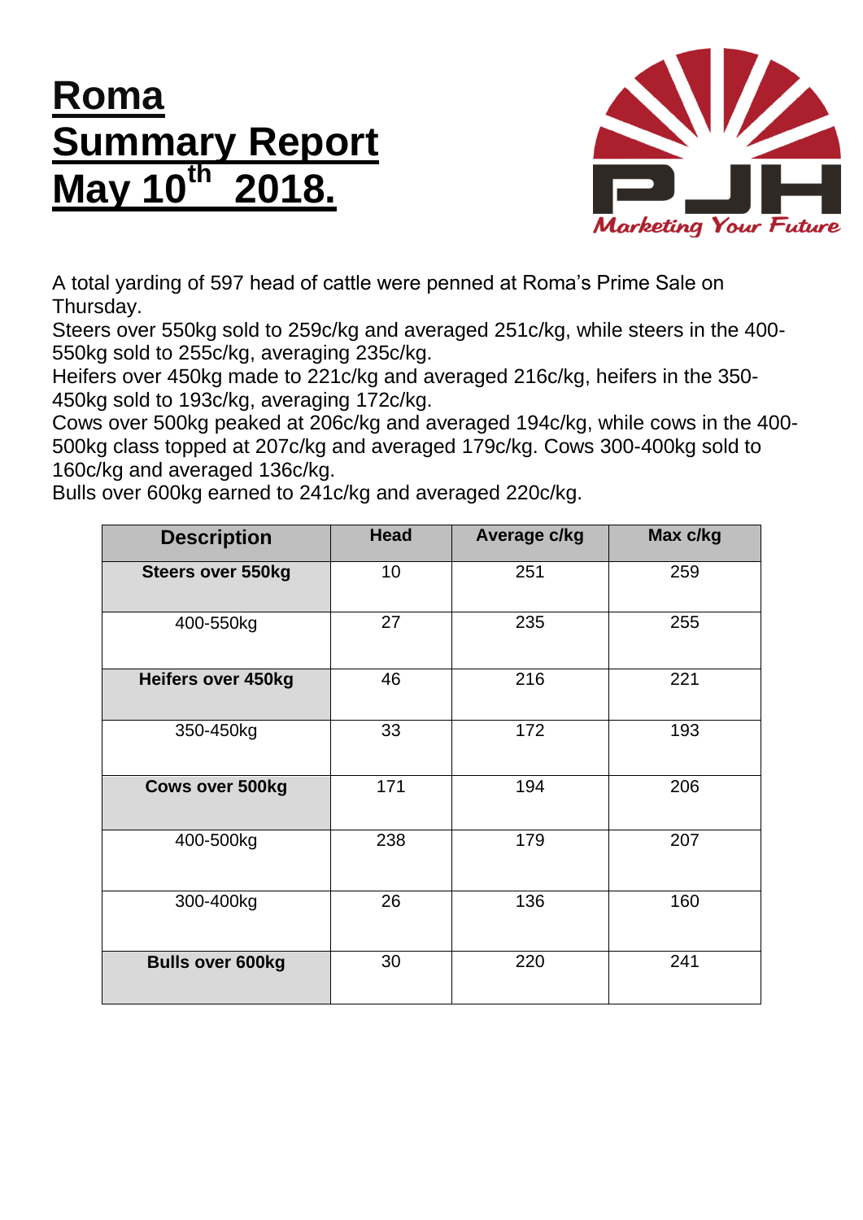# Roma Summary Report May 10th 2018.

PJH

*Marketing Your Future*

A total yarding of 597 head of cattle were penned at Roma's Prime Sale on Thursday.
Steers over 550kg sold to 259c/kg and averaged 251c/kg, while steers in the 400-550kg sold to 255c/kg, averaging 235c/kg.
Heifers over 450kg made to 221c/kg and averaged 216c/kg, heifers in the 350-450kg sold to 193c/kg, averaging 172c/kg.
Cows over 500kg peaked at 206c/kg and averaged 194c/kg, while cows in the 400-500kg class topped at 207c/kg and averaged 179c/kg. Cows 300-400kg sold to 160c/kg and averaged 136c/kg.
Bulls over 600kg earned to 241c/kg and averaged 220c/kg.

| Description | Head | Average c/kg | Max c/kg |
|---|---|---|---|
| **Steers over 550kg** | 10 | 251 | 259 |
| 400-550kg | 27 | 235 | 255 |
| **Heifers over 450kg** | 46 | 216 | 221 |
| 350-450kg | 33 | 172 | 193 |
| **Cows over 500kg** | 171 | 194 | 206 |
| 400-500kg | 238 | 179 | 207 |
| 300-400kg | 26 | 136 | 160 |
| **Bulls over 600kg** | 30 | 220 | 241 |